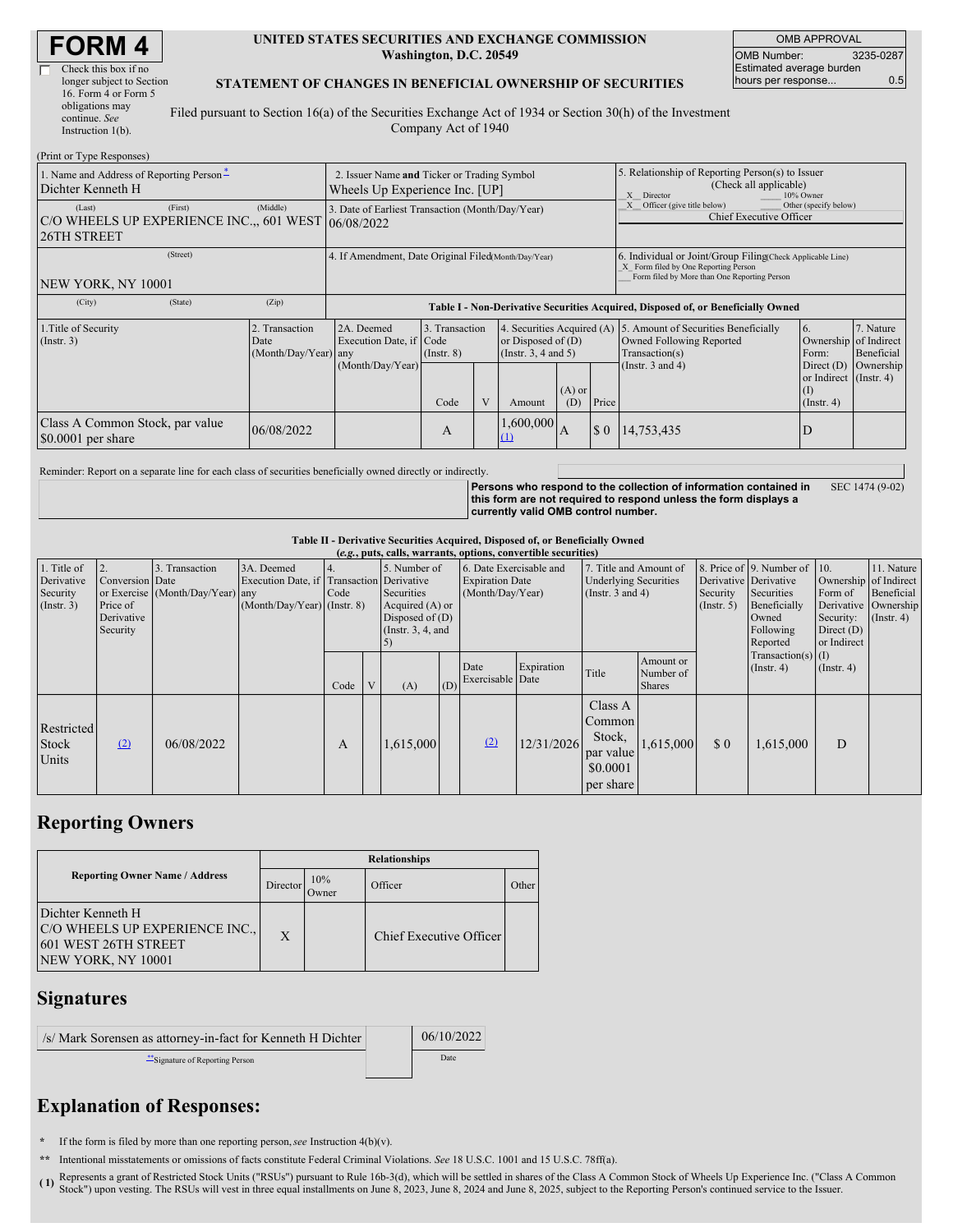# FORM 4

☐ Check this box if no longer subject to Section 16. Form 4 or Form 5 obligations may continue. *See* Instruction 1(b).

**UNITED STATES SECURITIES AND EXCHANGE COMMISSION**
**Washington, D.C. 20549**

**STATEMENT OF CHANGES IN BENEFICIAL OWNERSHIP OF SECURITIES**

Filed pursuant to Section 16(a) of the Securities Exchange Act of 1934 or Section 30(h) of the Investment Company Act of 1940

| OMB APPROVAL | |
|---|---|
| OMB Number: | 3235-0287 |
| Estimated average burden hours per response... | 0.5 |

(Print or Type Responses)

| 1. Name and Address of Reporting Person* | 2. Issuer Name and Ticker or Trading Symbol | 5. Relationship of Reporting Person(s) to Issuer (Check all applicable) |
|---|---|---|
| Dichter Kenneth H | Wheels Up Experience Inc. [UP] | X Director ___ 10% Owner |
| (Last) (First) (Middle) C/O WHEELS UP EXPERIENCE INC.,, 601 WEST 26TH STREET | 3. Date of Earliest Transaction (Month/Day/Year) 06/08/2022 | X Officer (give title below) ___ Other (specify below) Chief Executive Officer |
| (Street) NEW YORK, NY 10001 | 4. If Amendment, Date Original Filed (Month/Day/Year) | 6. Individual or Joint/Group Filing (Check Applicable Line) X Form filed by One Reporting Person ___ Form filed by More than One Reporting Person |
| (City) (State) (Zip) | | |

**Table I - Non-Derivative Securities Acquired, Disposed of, or Beneficially Owned**

| 1.Title of Security (Instr. 3) | 2. Transaction Date (Month/Day/Year) | 2A. Deemed Execution Date, if any (Month/Day/Year) | 3. Transaction Code (Instr. 8) | | 4. Securities Acquired (A) or Disposed of (D) (Instr. 3, 4 and 5) | | | 5. Amount of Securities Beneficially Owned Following Reported Transaction(s) (Instr. 3 and 4) | 6. Ownership Form: Direct (D) or Indirect (I) (Instr. 4) | 7. Nature of Indirect Beneficial Ownership (Instr. 4) |
|---|---|---|---|---|---|---|---|---|---|---|
| | | | Code | V | Amount | (A) or (D) | Price | | | |
| Class A Common Stock, par value $0.0001 per share | 06/08/2022 | | A | | 1,600,000 (1) | A | $ 0 | 14,753,435 | D | |

Reminder: Report on a separate line for each class of securities beneficially owned directly or indirectly.

**Persons who respond to the collection of information contained in this form are not required to respond unless the form displays a currently valid OMB control number.** SEC 1474 (9-02)

**Table II - Derivative Securities Acquired, Disposed of, or Beneficially Owned**
***(e.g., puts, calls, warrants, options, convertible securities)***

| 1. Title of Derivative Security (Instr. 3) | 2. Conversion or Exercise Price of Derivative Security | 3. Transaction Date (Month/Day/Year) | 3A. Deemed Execution Date, if any (Month/Day/Year) | 4. Transaction Code (Instr. 8) | | 5. Number of Derivative Securities Acquired (A) or Disposed of (D) (Instr. 3, 4, and 5) | | 6. Date Exercisable and Expiration Date (Month/Day/Year) | | 7. Title and Amount of Underlying Securities (Instr. 3 and 4) | | 8. Price of Derivative Security (Instr. 5) | 9. Number of Derivative Securities Beneficially Owned Following Reported Transaction(s) (Instr. 4) | 10. Ownership Form of Derivative Security: Direct (D) or Indirect (I) (Instr. 4) | 11. Nature of Indirect Beneficial Ownership (Instr. 4) |
|---|---|---|---|---|---|---|---|---|---|---|---|---|---|---|---|
| | | | | Code | V | (A) | (D) | Date Exercisable | Expiration Date | Title | Amount or Number of Shares | | | | |
| Restricted Stock Units | (2) | 06/08/2022 | | A | | 1,615,000 | | (2) | 12/31/2026 | Class A Common Stock, par value $0.0001 per share | 1,615,000 | $ 0 | 1,615,000 | D | |

## Reporting Owners

| Reporting Owner Name / Address | Relationships | | | |
|---|---|---|---|---|
| | Director | 10% Owner | Officer | Other |
| Dichter Kenneth H C/O WHEELS UP EXPERIENCE INC., 601 WEST 26TH STREET NEW YORK, NY 10001 | X | | Chief Executive Officer | |

## Signatures

| /s/ Mark Sorensen as attorney-in-fact for Kenneth H Dichter | 06/10/2022 |
|---|---|
| **Signature of Reporting Person | Date |

## Explanation of Responses:

\* If the form is filed by more than one reporting person, *see* Instruction 4(b)(v).

\*\* Intentional misstatements or omissions of facts constitute Federal Criminal Violations. *See* 18 U.S.C. 1001 and 15 U.S.C. 78ff(a).

(1) Represents a grant of Restricted Stock Units ("RSUs") pursuant to Rule 16b-3(d), which will be settled in shares of the Class A Common Stock of Wheels Up Experience Inc. ("Class A Common Stock") upon vesting. The RSUs will vest in three equal installments on June 8, 2023, June 8, 2024 and June 8, 2025, subject to the Reporting Person's continued service to the Issuer.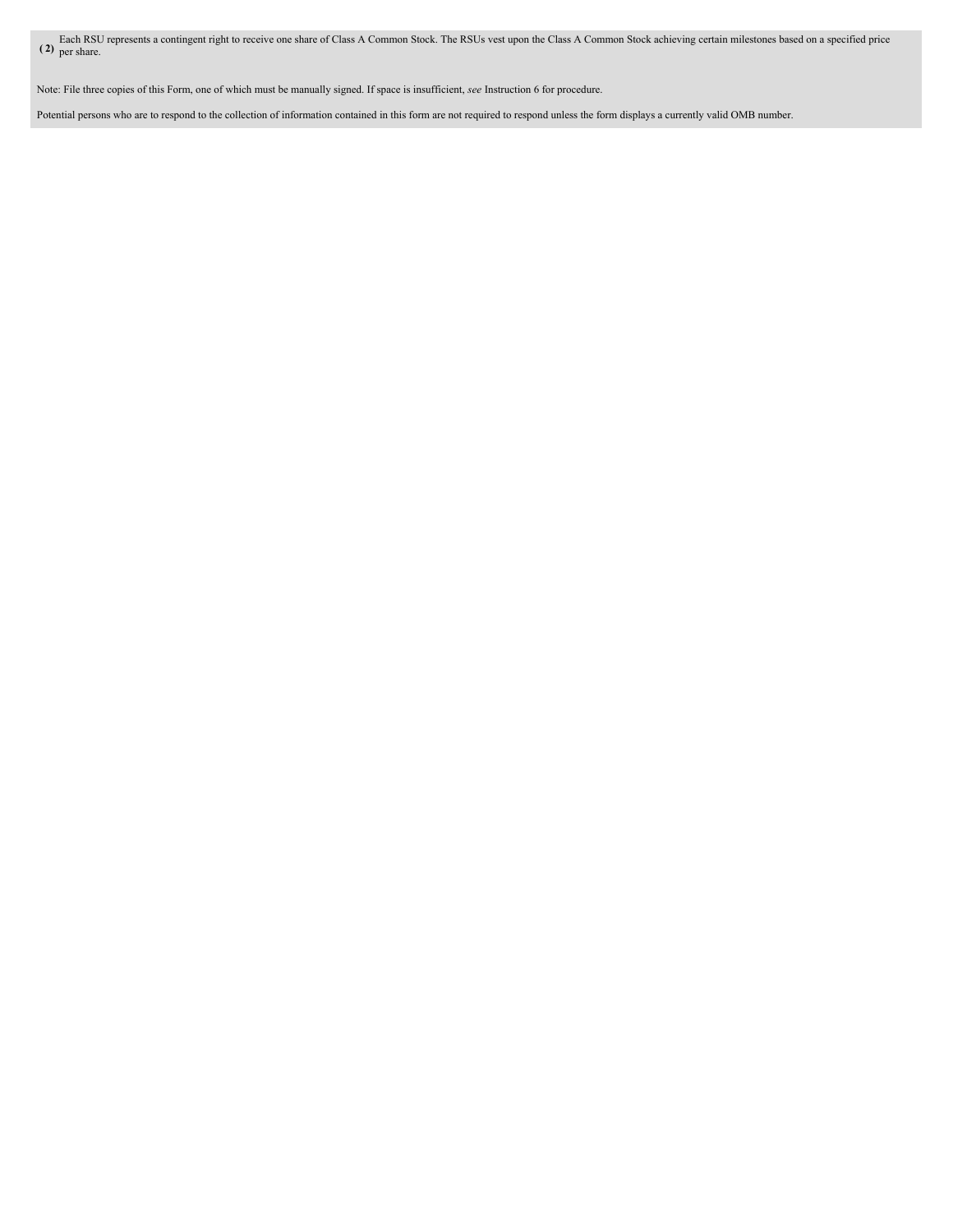( 2) Each RSU represents a contingent right to receive one share of Class A Common Stock. The RSUs vest upon the Class A Common Stock achieving certain milestones based on a specified price per share.

Note: File three copies of this Form, one of which must be manually signed. If space is insufficient, *see* Instruction 6 for procedure.

Potential persons who are to respond to the collection of information contained in this form are not required to respond unless the form displays a currently valid OMB number.